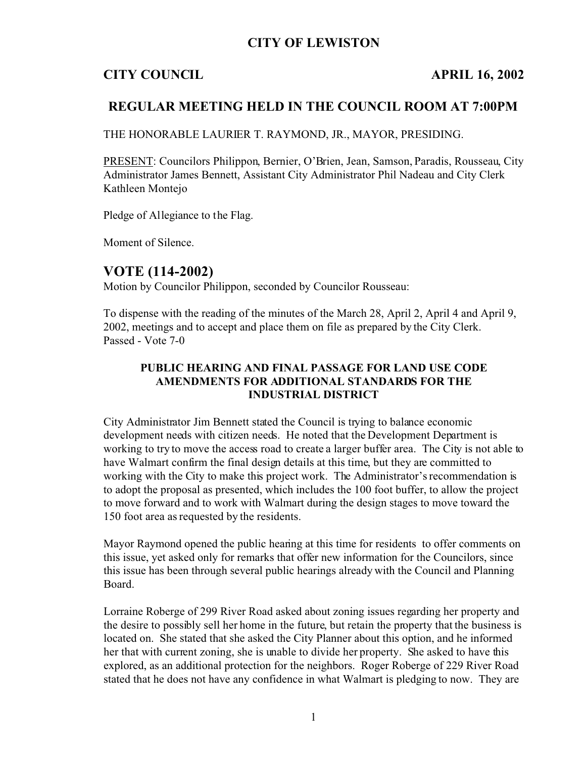# CITY OF LEWISTON

**CITY COUNCIL** **APRIL 16, 2002**

## REGULAR MEETING HELD IN THE COUNCIL ROOM AT 7:00PM

THE HONORABLE LAURIER T. RAYMOND, JR., MAYOR, PRESIDING.

PRESENT: Councilors Philippon, Bernier, O'Brien, Jean, Samson, Paradis, Rousseau, City Administrator James Bennett, Assistant City Administrator Phil Nadeau and City Clerk Kathleen Montejo

Pledge of Allegiance to the Flag.

Moment of Silence.

## VOTE (114-2002)

Motion by Councilor Philippon, seconded by Councilor Rousseau:

To dispense with the reading of the minutes of the March 28, April 2, April 4 and April 9, 2002, meetings and to accept and place them on file as prepared by the City Clerk.
Passed - Vote 7-0

### PUBLIC HEARING AND FINAL PASSAGE FOR LAND USE CODE AMENDMENTS FOR ADDITIONAL STANDARDS FOR THE INDUSTRIAL DISTRICT

City Administrator Jim Bennett stated the Council is trying to balance economic development needs with citizen needs. He noted that the Development Department is working to try to move the access road to create a larger buffer area. The City is not able to have Walmart confirm the final design details at this time, but they are committed to working with the City to make this project work. The Administrator's recommendation is to adopt the proposal as presented, which includes the 100 foot buffer, to allow the project to move forward and to work with Walmart during the design stages to move toward the 150 foot area as requested by the residents.

Mayor Raymond opened the public hearing at this time for residents to offer comments on this issue, yet asked only for remarks that offer new information for the Councilors, since this issue has been through several public hearings already with the Council and Planning Board.

Lorraine Roberge of 299 River Road asked about zoning issues regarding her property and the desire to possibly sell her home in the future, but retain the property that the business is located on. She stated that she asked the City Planner about this option, and he informed her that with current zoning, she is unable to divide her property. She asked to have this explored, as an additional protection for the neighbors. Roger Roberge of 229 River Road stated that he does not have any confidence in what Walmart is pledging to now. They are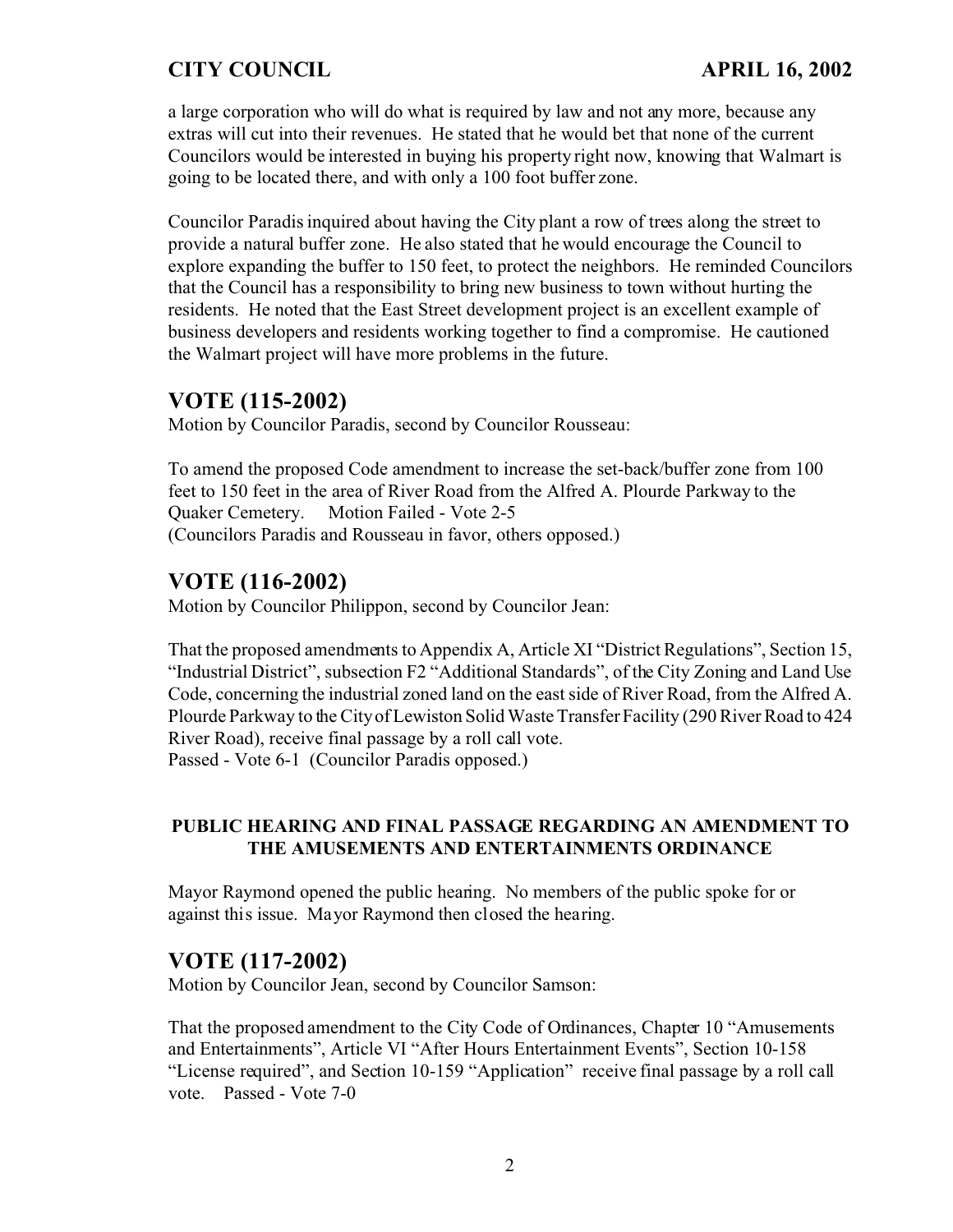a large corporation who will do what is required by law and not any more, because any extras will cut into their revenues. He stated that he would bet that none of the current Councilors would be interested in buying his property right now, knowing that Walmart is going to be located there, and with only a 100 foot buffer zone.

Councilor Paradis inquired about having the City plant a row of trees along the street to provide a natural buffer zone. He also stated that he would encourage the Council to explore expanding the buffer to 150 feet, to protect the neighbors. He reminded Councilors that the Council has a responsibility to bring new business to town without hurting the residents. He noted that the East Street development project is an excellent example of business developers and residents working together to find a compromise. He cautioned the Walmart project will have more problems in the future.

## VOTE (115-2002)

Motion by Councilor Paradis, second by Councilor Rousseau:

To amend the proposed Code amendment to increase the set-back/buffer zone from 100 feet to 150 feet in the area of River Road from the Alfred A. Plourde Parkway to the Quaker Cemetery. Motion Failed - Vote 2-5
(Councilors Paradis and Rousseau in favor, others opposed.)

## VOTE (116-2002)

Motion by Councilor Philippon, second by Councilor Jean:

That the proposed amendments to Appendix A, Article XI "District Regulations", Section 15, "Industrial District", subsection F2 "Additional Standards", of the City Zoning and Land Use Code, concerning the industrial zoned land on the east side of River Road, from the Alfred A. Plourde Parkway to the City of Lewiston Solid Waste Transfer Facility (290 River Road to 424 River Road), receive final passage by a roll call vote.
Passed - Vote 6-1 (Councilor Paradis opposed.)

### PUBLIC HEARING AND FINAL PASSAGE REGARDING AN AMENDMENT TO THE AMUSEMENTS AND ENTERTAINMENTS ORDINANCE

Mayor Raymond opened the public hearing. No members of the public spoke for or against this issue. Mayor Raymond then closed the hearing.

## VOTE (117-2002)

Motion by Councilor Jean, second by Councilor Samson:

That the proposed amendment to the City Code of Ordinances, Chapter 10 "Amusements and Entertainments", Article VI "After Hours Entertainment Events", Section 10-158 "License required", and Section 10-159 "Application" receive final passage by a roll call vote. Passed - Vote 7-0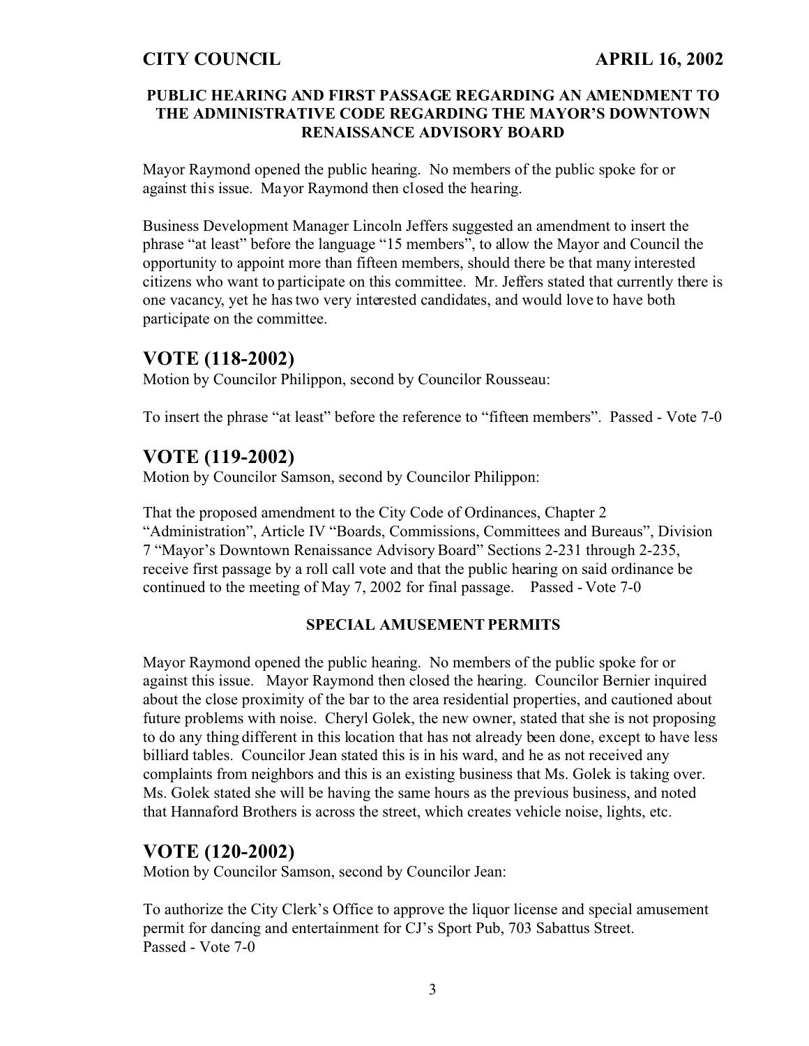### PUBLIC HEARING AND FIRST PASSAGE REGARDING AN AMENDMENT TO THE ADMINISTRATIVE CODE REGARDING THE MAYOR'S DOWNTOWN RENAISSANCE ADVISORY BOARD

Mayor Raymond opened the public hearing. No members of the public spoke for or against this issue. Mayor Raymond then closed the hearing.

Business Development Manager Lincoln Jeffers suggested an amendment to insert the phrase "at least" before the language "15 members", to allow the Mayor and Council the opportunity to appoint more than fifteen members, should there be that many interested citizens who want to participate on this committee. Mr. Jeffers stated that currently there is one vacancy, yet he has two very interested candidates, and would love to have both participate on the committee.

## VOTE (118-2002)

Motion by Councilor Philippon, second by Councilor Rousseau:

To insert the phrase "at least" before the reference to "fifteen members". Passed - Vote 7-0

## VOTE (119-2002)

Motion by Councilor Samson, second by Councilor Philippon:

That the proposed amendment to the City Code of Ordinances, Chapter 2 "Administration", Article IV "Boards, Commissions, Committees and Bureaus", Division 7 "Mayor's Downtown Renaissance Advisory Board" Sections 2-231 through 2-235, receive first passage by a roll call vote and that the public hearing on said ordinance be continued to the meeting of May 7, 2002 for final passage. Passed - Vote 7-0

### SPECIAL AMUSEMENT PERMITS

Mayor Raymond opened the public hearing. No members of the public spoke for or against this issue. Mayor Raymond then closed the hearing. Councilor Bernier inquired about the close proximity of the bar to the area residential properties, and cautioned about future problems with noise. Cheryl Golek, the new owner, stated that she is not proposing to do any thing different in this location that has not already been done, except to have less billiard tables. Councilor Jean stated this is in his ward, and he as not received any complaints from neighbors and this is an existing business that Ms. Golek is taking over. Ms. Golek stated she will be having the same hours as the previous business, and noted that Hannaford Brothers is across the street, which creates vehicle noise, lights, etc.

## VOTE (120-2002)

Motion by Councilor Samson, second by Councilor Jean:

To authorize the City Clerk's Office to approve the liquor license and special amusement permit for dancing and entertainment for CJ's Sport Pub, 703 Sabattus Street.
Passed - Vote 7-0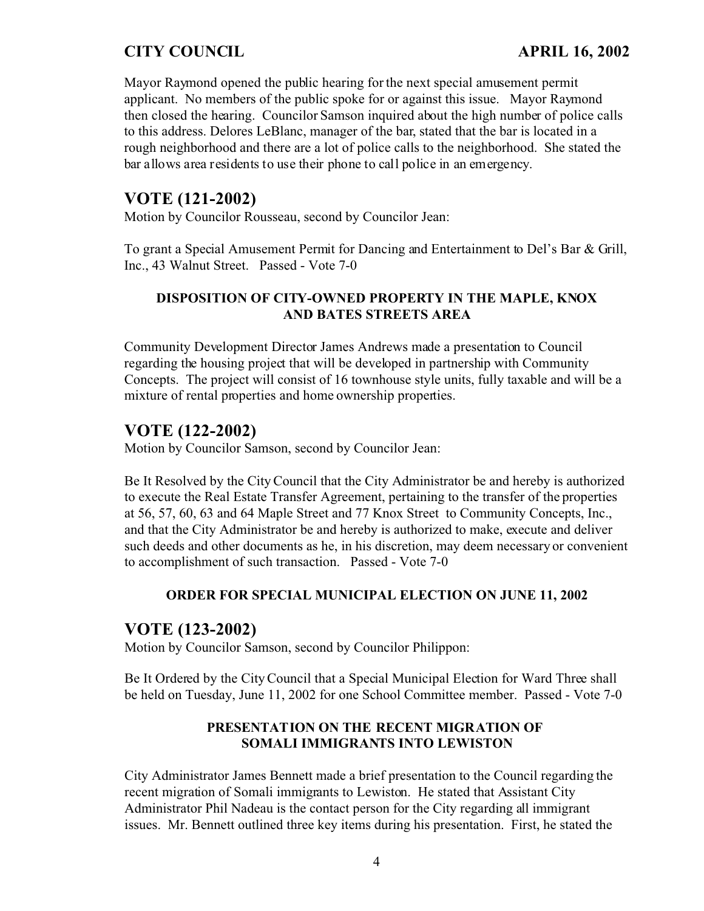Mayor Raymond opened the public hearing for the next special amusement permit applicant. No members of the public spoke for or against this issue. Mayor Raymond then closed the hearing. Councilor Samson inquired about the high number of police calls to this address. Delores LeBlanc, manager of the bar, stated that the bar is located in a rough neighborhood and there are a lot of police calls to the neighborhood. She stated the bar allows area residents to use their phone to call police in an emergency.

## VOTE (121-2002)

Motion by Councilor Rousseau, second by Councilor Jean:

To grant a Special Amusement Permit for Dancing and Entertainment to Del's Bar & Grill, Inc., 43 Walnut Street. Passed - Vote 7-0

### DISPOSITION OF CITY-OWNED PROPERTY IN THE MAPLE, KNOX AND BATES STREETS AREA

Community Development Director James Andrews made a presentation to Council regarding the housing project that will be developed in partnership with Community Concepts. The project will consist of 16 townhouse style units, fully taxable and will be a mixture of rental properties and home ownership properties.

## VOTE (122-2002)

Motion by Councilor Samson, second by Councilor Jean:

Be It Resolved by the City Council that the City Administrator be and hereby is authorized to execute the Real Estate Transfer Agreement, pertaining to the transfer of the properties at 56, 57, 60, 63 and 64 Maple Street and 77 Knox Street to Community Concepts, Inc., and that the City Administrator be and hereby is authorized to make, execute and deliver such deeds and other documents as he, in his discretion, may deem necessary or convenient to accomplishment of such transaction. Passed - Vote 7-0

### ORDER FOR SPECIAL MUNICIPAL ELECTION ON JUNE 11, 2002

## VOTE (123-2002)

Motion by Councilor Samson, second by Councilor Philippon:

Be It Ordered by the City Council that a Special Municipal Election for Ward Three shall be held on Tuesday, June 11, 2002 for one School Committee member. Passed - Vote 7-0

### PRESENTATION ON THE RECENT MIGRATION OF SOMALI IMMIGRANTS INTO LEWISTON

City Administrator James Bennett made a brief presentation to the Council regarding the recent migration of Somali immigrants to Lewiston. He stated that Assistant City Administrator Phil Nadeau is the contact person for the City regarding all immigrant issues. Mr. Bennett outlined three key items during his presentation. First, he stated the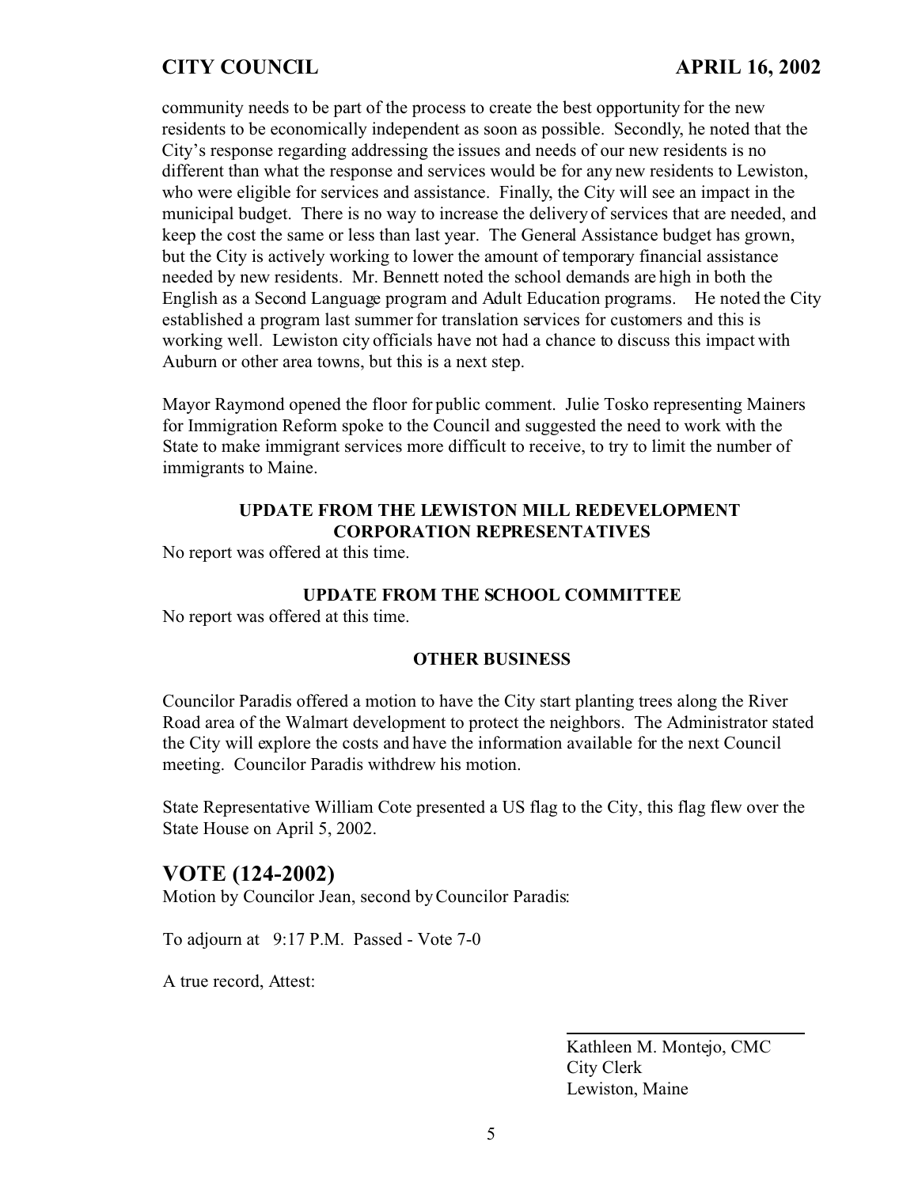community needs to be part of the process to create the best opportunity for the new residents to be economically independent as soon as possible. Secondly, he noted that the City's response regarding addressing the issues and needs of our new residents is no different than what the response and services would be for any new residents to Lewiston, who were eligible for services and assistance. Finally, the City will see an impact in the municipal budget. There is no way to increase the delivery of services that are needed, and keep the cost the same or less than last year. The General Assistance budget has grown, but the City is actively working to lower the amount of temporary financial assistance needed by new residents. Mr. Bennett noted the school demands are high in both the English as a Second Language program and Adult Education programs. He noted the City established a program last summer for translation services for customers and this is working well. Lewiston city officials have not had a chance to discuss this impact with Auburn or other area towns, but this is a next step.

Mayor Raymond opened the floor for public comment. Julie Tosko representing Mainers for Immigration Reform spoke to the Council and suggested the need to work with the State to make immigrant services more difficult to receive, to try to limit the number of immigrants to Maine.

**UPDATE FROM THE LEWISTON MILL REDEVELOPMENT CORPORATION REPRESENTATIVES**

No report was offered at this time.

**UPDATE FROM THE SCHOOL COMMITTEE**

No report was offered at this time.

**OTHER BUSINESS**

Councilor Paradis offered a motion to have the City start planting trees along the River Road area of the Walmart development to protect the neighbors. The Administrator stated the City will explore the costs and have the information available for the next Council meeting. Councilor Paradis withdrew his motion.

State Representative William Cote presented a US flag to the City, this flag flew over the State House on April 5, 2002.

## VOTE (124-2002)

Motion by Councilor Jean, second by Councilor Paradis:

To adjourn at 9:17 P.M. Passed - Vote 7-0

A true record, Attest:

Kathleen M. Montejo, CMC
City Clerk
Lewiston, Maine